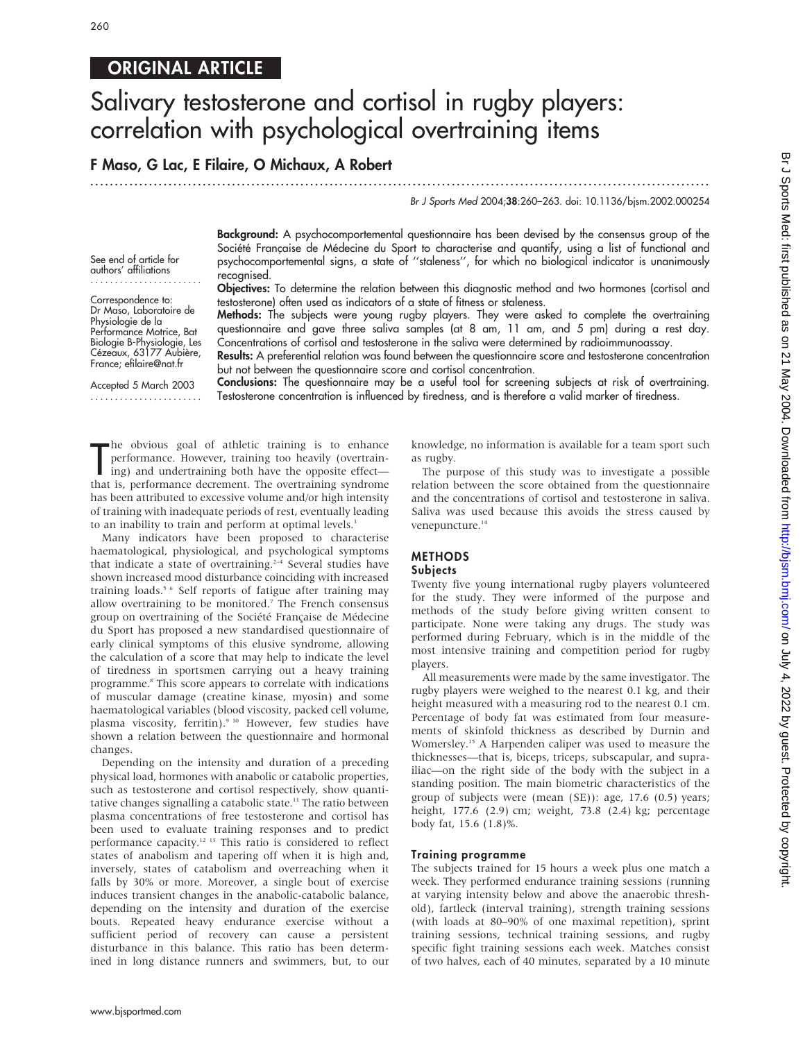ORIGINAL ARTICLE

# Salivary testosterone and cortisol in rugby players: correlation with psychological overtraining items

**F Maso, G Lac, E Filaire, O Michaux, A Robert**

Br J Sports Med 2004;38:260–263. doi: 10.1136/bjsm.2002.000254

See end of article for authors' affiliations

Correspondence to: Dr Maso, Laboratoire de Physiologie de la Performance Motrice, Bat Biologie B-Physiologie, Les Cézeaux, 63177 Aubière, France; efilaire@nat.fr

Accepted 5 March 2003

**Background:** A psychocomportemental questionnaire has been devised by the consensus group of the Société Française de Médecine du Sport to characterise and quantify, using a list of functional and psychocomportemental signs, a state of ''staleness'', for which no biological indicator is unanimously recognised.

**Objectives:** To determine the relation between this diagnostic method and two hormones (cortisol and testosterone) often used as indicators of a state of fitness or staleness.

**Methods:** The subjects were young rugby players. They were asked to complete the overtraining questionnaire and gave three saliva samples (at 8 am, 11 am, and 5 pm) during a rest day. Concentrations of cortisol and testosterone in the saliva were determined by radioimmunoassay.

**Results:** A preferential relation was found between the questionnaire score and testosterone concentration but not between the questionnaire score and cortisol concentration.

**Conclusions:** The questionnaire may be a useful tool for screening subjects at risk of overtraining. Testosterone concentration is influenced by tiredness, and is therefore a valid marker of tiredness.

The obvious goal of athletic training is to enhance performance. However, training too heavily (overtraining) and undertraining both have the opposite effect—that is, performance decrement. The overtraining syndrome has been attributed to excessive volume and/or high intensity of training with inadequate periods of rest, eventually leading to an inability to train and perform at optimal levels.[1]

Many indicators have been proposed to characterise haematological, physiological, and psychological symptoms that indicate a state of overtraining.[2–4] Several studies have shown increased mood disturbance coinciding with increased training loads.[5,6] Self reports of fatigue after training may allow overtraining to be monitored.[7] The French consensus group on overtraining of the Société Française de Médecine du Sport has proposed a new standardised questionnaire of early clinical symptoms of this elusive syndrome, allowing the calculation of a score that may help to indicate the level of tiredness in sportsmen carrying out a heavy training programme.[8] This score appears to correlate with indications of muscular damage (creatine kinase, myosin) and some haematological variables (blood viscosity, packed cell volume, plasma viscosity, ferritin).[9,10] However, few studies have shown a relation between the questionnaire and hormonal changes.

Depending on the intensity and duration of a preceding physical load, hormones with anabolic or catabolic properties, such as testosterone and cortisol respectively, show quantitative changes signalling a catabolic state.[11] The ratio between plasma concentrations of free testosterone and cortisol has been used to evaluate training responses and to predict performance capacity.[12,13] This ratio is considered to reflect states of anabolism and tapering off when it is high and, inversely, states of catabolism and overreaching when it falls by 30% or more. Moreover, a single bout of exercise induces transient changes in the anabolic-catabolic balance, depending on the intensity and duration of the exercise bouts. Repeated heavy endurance exercise without a sufficient period of recovery can cause a persistent disturbance in this balance. This ratio has been determined in long distance runners and swimmers, but, to our knowledge, no information is available for a team sport such as rugby.

The purpose of this study was to investigate a possible relation between the score obtained from the questionnaire and the concentrations of cortisol and testosterone in saliva. Saliva was used because this avoids the stress caused by venepuncture.[14]

## METHODS

### Subjects

Twenty five young international rugby players volunteered for the study. They were informed of the purpose and methods of the study before giving written consent to participate. None were taking any drugs. The study was performed during February, which is in the middle of the most intensive training and competition period for rugby players.

All measurements were made by the same investigator. The rugby players were weighed to the nearest 0.1 kg, and their height measured with a measuring rod to the nearest 0.1 cm. Percentage of body fat was estimated from four measurements of skinfold thickness as described by Durnin and Womersley.[15] A Harpenden caliper was used to measure the thicknesses—that is, biceps, triceps, subscapular, and suprailiac—on the right side of the body with the subject in a standing position. The main biometric characteristics of the group of subjects were (mean (SE)): age, 17.6 (0.5) years; height, 177.6 (2.9) cm; weight, 73.8 (2.4) kg; percentage body fat, 15.6 (1.8)%.

### Training programme

The subjects trained for 15 hours a week plus one match a week. They performed endurance training sessions (running at varying intensity below and above the anaerobic threshold), fartleck (interval training), strength training sessions (with loads at 80–90% of one maximal repetition), sprint training sessions, technical training sessions, and rugby specific fight training sessions each week. Matches consist of two halves, each of 40 minutes, separated by a 10 minute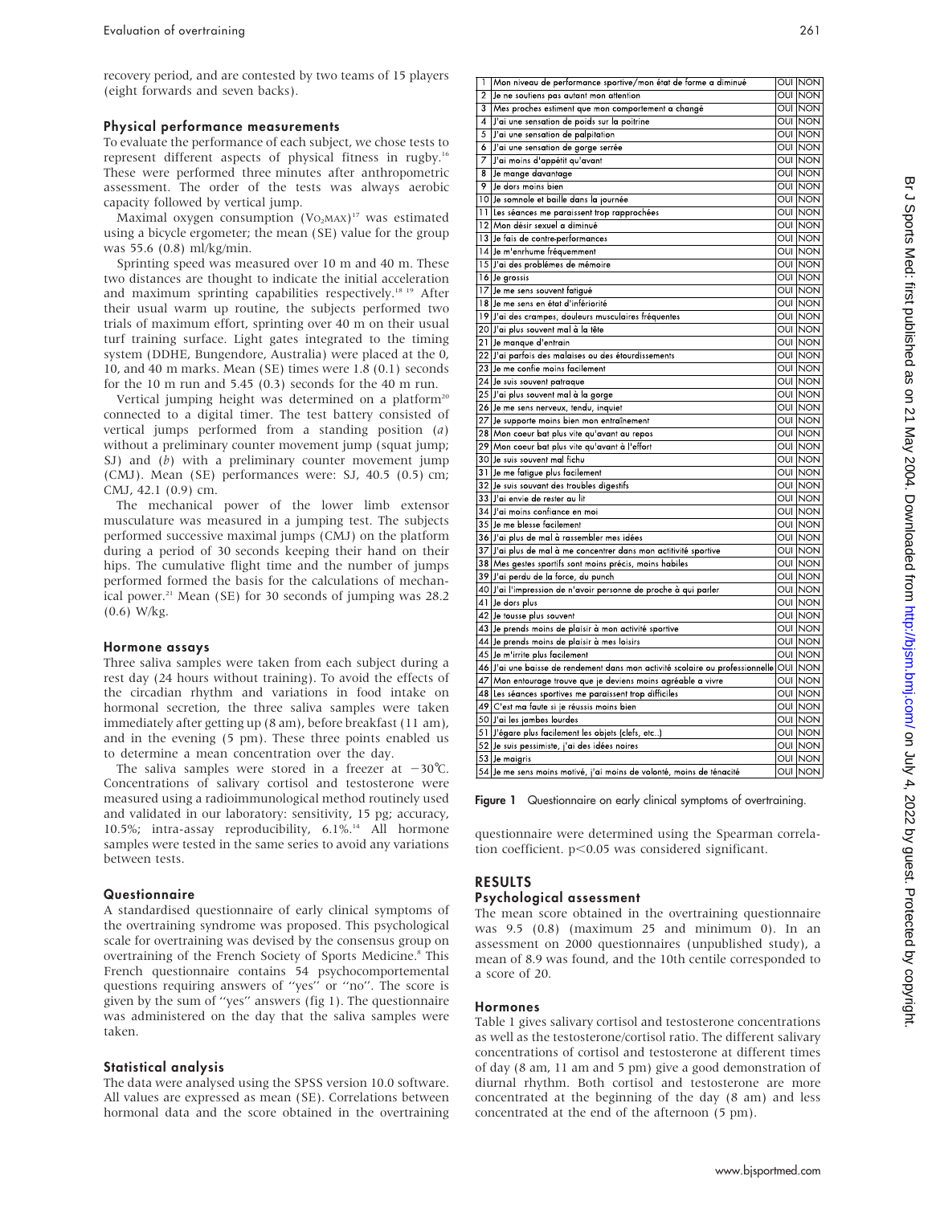recovery period, and are contested by two teams of 15 players (eight forwards and seven backs).

### Physical performance measurements

To evaluate the performance of each subject, we chose tests to represent different aspects of physical fitness in rugby.[16] These were performed three minutes after anthropometric assessment. The order of the tests was always aerobic capacity followed by vertical jump.

Maximal oxygen consumption ($VO_2MAX$)[17] was estimated using a bicycle ergometer; the mean (SE) value for the group was 55.6 (0.8) ml/kg/min.

Sprinting speed was measured over 10 m and 40 m. These two distances are thought to indicate the initial acceleration and maximum sprinting capabilities respectively.[18 19] After their usual warm up routine, the subjects performed two trials of maximum effort, sprinting over 40 m on their usual turf training surface. Light gates integrated to the timing system (DDHE, Bungendore, Australia) were placed at the 0, 10, and 40 m marks. Mean (SE) times were 1.8 (0.1) seconds for the 10 m run and 5.45 (0.3) seconds for the 40 m run.

Vertical jumping height was determined on a platform[20] connected to a digital timer. The test battery consisted of vertical jumps performed from a standing position (*a*) without a preliminary counter movement jump (squat jump; SJ) and (*b*) with a preliminary counter movement jump (CMJ). Mean (SE) performances were: SJ, 40.5 (0.5) cm; CMJ, 42.1 (0.9) cm.

The mechanical power of the lower limb extensor musculature was measured in a jumping test. The subjects performed successive maximal jumps (CMJ) on the platform during a period of 30 seconds keeping their hand on their hips. The cumulative flight time and the number of jumps performed formed the basis for the calculations of mechanical power.[21] Mean (SE) for 30 seconds of jumping was 28.2 (0.6) W/kg.

### Hormone assays

Three saliva samples were taken from each subject during a rest day (24 hours without training). To avoid the effects of the circadian rhythm and variations in food intake on hormonal secretion, the three saliva samples were taken immediately after getting up (8 am), before breakfast (11 am), and in the evening (5 pm). These three points enabled us to determine a mean concentration over the day.

The saliva samples were stored in a freezer at −30°C. Concentrations of salivary cortisol and testosterone were measured using a radioimmunological method routinely used and validated in our laboratory: sensitivity, 15 pg; accuracy, 10.5%; intra-assay reproducibility, 6.1%.[14] All hormone samples were tested in the same series to avoid any variations between tests.

### Questionnaire

A standardised questionnaire of early clinical symptoms of the overtraining syndrome was proposed. This psychological scale for overtraining was devised by the consensus group on overtraining of the French Society of Sports Medicine.[8] This French questionnaire contains 54 psychocomportemental questions requiring answers of "yes" or "no". The score is given by the sum of "yes" answers (fig 1). The questionnaire was administered on the day that the saliva samples were taken.

### Statistical analysis

The data were analysed using the SPSS version 10.0 software. All values are expressed as mean (SE). Correlations between hormonal data and the score obtained in the overtraining questionnaire were determined using the Spearman correlation coefficient. $p<0.05$ was considered significant.

| | | | |
|---|---|---|---|
| 1 | Mon niveau de performance sportive/mon état de forme a diminué | OUI | NON |
| 2 | Je ne soutiens pas autant mon attention | OUI | NON |
| 3 | Mes proches estiment que mon comportement a changé | OUI | NON |
| 4 | J'ai une sensation de poids sur la poitrine | OUI | NON |
| 5 | J'ai une sensation de palpitation | OUI | NON |
| 6 | J'ai une sensation de gorge serrée | OUI | NON |
| 7 | J'ai moins d'appétit qu'avant | OUI | NON |
| 8 | Je mange davantage | OUI | NON |
| 9 | Je dors moins bien | OUI | NON |
| 10 | Je somnole et baille dans la journée | OUI | NON |
| 11 | Les séances me paraissent trop rapprochées | OUI | NON |
| 12 | Mon désir sexuel a diminué | OUI | NON |
| 13 | Je fais de contre-performances | OUI | NON |
| 14 | Je m'enrhume fréquemment | OUI | NON |
| 15 | J'ai des problémes de mémoire | OUI | NON |
| 16 | Je grossis | OUI | NON |
| 17 | Je me sens souvent fatigué | OUI | NON |
| 18 | Je me sens en état d'infériorité | OUI | NON |
| 19 | J'ai des crampes, douleurs musculaires fréquentes | OUI | NON |
| 20 | J'ai plus souvent mal à la tête | OUI | NON |
| 21 | Je manque d'entrain | OUI | NON |
| 22 | J'ai parfois des malaises ou des étourdissements | OUI | NON |
| 23 | Je me confie moins facilement | OUI | NON |
| 24 | Je suis souvent patraque | OUI | NON |
| 25 | J'ai plus souvent mal à la gorge | OUI | NON |
| 26 | Je me sens nerveux, tendu, inquiet | OUI | NON |
| 27 | Je supporte moins bien mon entraînement | OUI | NON |
| 28 | Mon coeur bat plus vite qu'avant au repos | OUI | NON |
| 29 | Mon coeur bat plus vite qu'avant à l'effort | OUI | NON |
| 30 | Je suis souvent mal fichu | OUI | NON |
| 31 | Je me fatigue plus facilement | OUI | NON |
| 32 | Je suis souvant des troubles digestifs | OUI | NON |
| 33 | J'ai envie de rester au lit | OUI | NON |
| 34 | J'ai moins confiance en moi | OUI | NON |
| 35 | Je me blesse facilement | OUI | NON |
| 36 | J'ai plus de mal à rassembler mes idées | OUI | NON |
| 37 | J'ai plus de mal à me concentrer dans mon actitivité sportive | OUI | NON |
| 38 | Mes gestes sportifs sont moins précis, moins habiles | OUI | NON |
| 39 | J'ai perdu de la force, du punch | OUI | NON |
| 40 | J'ai l'impression de n'avoir personne de proche à qui parler | OUI | NON |
| 41 | Je dors plus | OUI | NON |
| 42 | Je tousse plus souvent | OUI | NON |
| 43 | Je prends moins de plaisir à mon activité sportive | OUI | NON |
| 44 | Je prends moins de plaisir à mes loisirs | OUI | NON |
| 45 | Je m'irrite plus facilement | OUI | NON |
| 46 | J'ai une baisse de rendement dans mon activité scolaire ou professionnelle | OUI | NON |
| 47 | Mon entourage trouve que je deviens moins agréable a vivre | OUI | NON |
| 48 | Les séances sportives me paraissent trop difficiles | OUI | NON |
| 49 | C'est ma faute si je réussis moins bien | OUI | NON |
| 50 | J'ai les jambes lourdes | OUI | NON |
| 51 | J'égare plus facilement les objets (clefs, etc..) | OUI | NON |
| 52 | Je suis pessimiste, j'ai des idées noires | OUI | NON |
| 53 | Je maigris | OUI | NON |
| 54 | Je me sens moins motivé, j'ai moins de volonté, moins de ténacité | OUI | NON |

**Figure 1** Questionnaire on early clinical symptoms of overtraining.

## RESULTS

### Psychological assessment

The mean score obtained in the overtraining questionnaire was 9.5 (0.8) (maximum 25 and minimum 0). In an assessment on 2000 questionnaires (unpublished study), a mean of 8.9 was found, and the 10th centile corresponded to a score of 20.

### Hormones

Table 1 gives salivary cortisol and testosterone concentrations as well as the testosterone/cortisol ratio. The different salivary concentrations of cortisol and testosterone at different times of day (8 am, 11 am and 5 pm) give a good demonstration of diurnal rhythm. Both cortisol and testosterone are more concentrated at the beginning of the day (8 am) and less concentrated at the end of the afternoon (5 pm).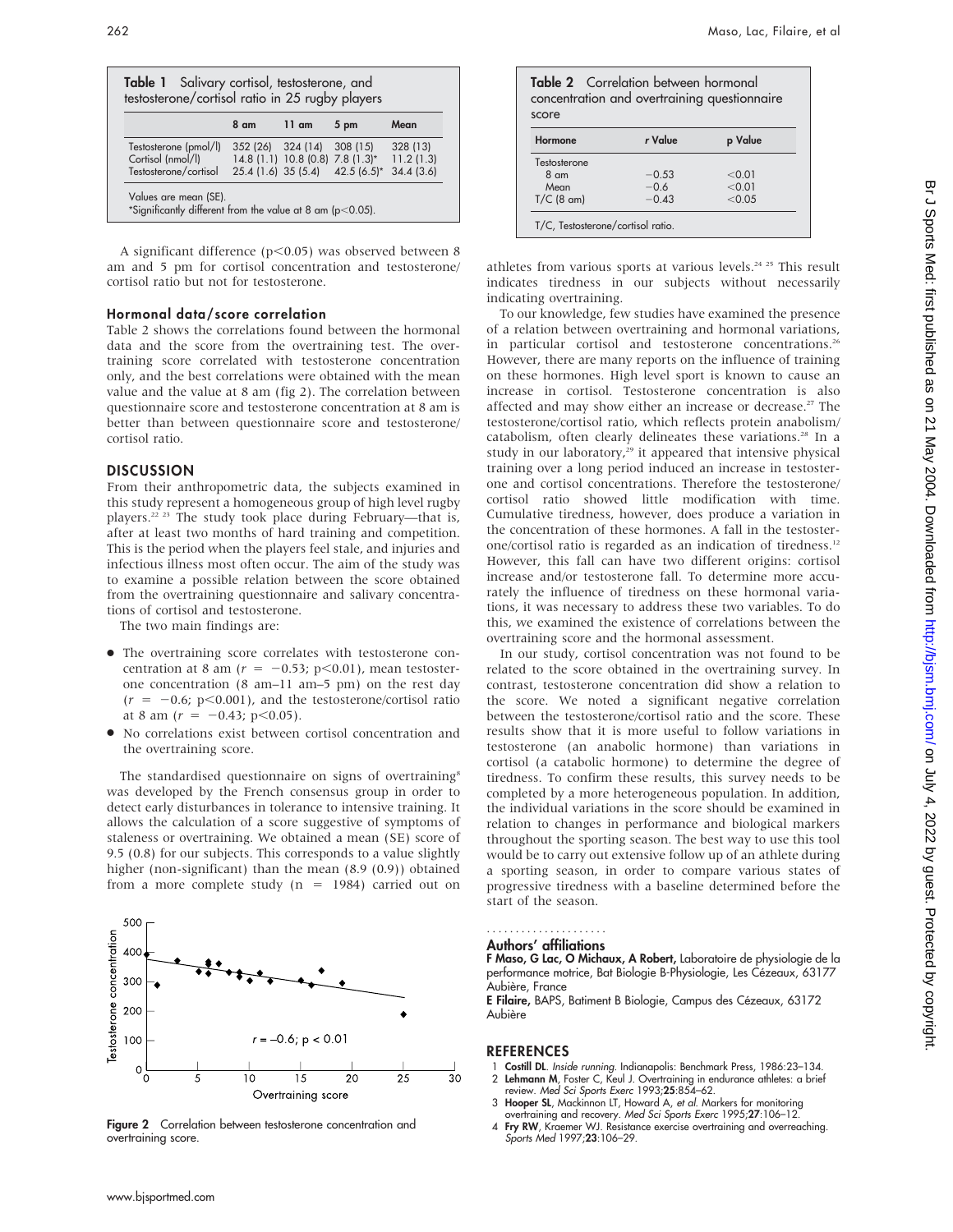**Table 1** Salivary cortisol, testosterone, and testosterone/cortisol ratio in 25 rugby players

| | 8 am | 11 am | 5 pm | Mean |
|---|---|---|---|---|
| Testosterone (pmol/l) | 352 (26) | 324 (14) | 308 (15) | 328 (13) |
| Cortisol (nmol/l) | 14.8 (1.1) | 10.8 (0.8) | 7.8 (1.3)* | 11.2 (1.3) |
| Testosterone/cortisol | 25.4 (1.6) | 35 (5.4) | 42.5 (6.5)* | 34.4 (3.6) |

Values are mean (SE).
*Significantly different from the value at 8 am ($p<0.05$).

A significant difference ($p<0.05$) was observed between 8 am and 5 pm for cortisol concentration and testosterone/cortisol ratio but not for testosterone.

### Hormonal data/score correlation

Table 2 shows the correlations found between the hormonal data and the score from the overtraining test. The overtraining score correlated with testosterone concentration only, and the best correlations were obtained with the mean value and the value at 8 am (fig 2). The correlation between questionnaire score and testosterone concentration at 8 am is better than between questionnaire score and testosterone/cortisol ratio.

## DISCUSSION

From their anthropometric data, the subjects examined in this study represent a homogeneous group of high level rugby players.[22 23] The study took place during February—that is, after at least two months of hard training and competition. This is the period when the players feel stale, and injuries and infectious illness most often occur. The aim of the study was to examine a possible relation between the score obtained from the overtraining questionnaire and salivary concentrations of cortisol and testosterone.

The two main findings are:

- The overtraining score correlates with testosterone concentration at 8 am ($r = -0.53$; $p<0.01$), mean testosterone concentration (8 am–11 am–5 pm) on the rest day ($r = -0.6$; $p<0.001$), and the testosterone/cortisol ratio at 8 am ($r = -0.43$; $p<0.05$).
- No correlations exist between cortisol concentration and the overtraining score.

The standardised questionnaire on signs of overtraining[8] was developed by the French consensus group in order to detect early disturbances in tolerance to intensive training. It allows the calculation of a score suggestive of symptoms of staleness or overtraining. We obtained a mean (SE) score of 9.5 (0.8) for our subjects. This corresponds to a value slightly higher (non-significant) than the mean (8.9 (0.9)) obtained from a more complete study (n = 1984) carried out on athletes from various sports at various levels.[24 25] This result indicates tiredness in our subjects without necessarily indicating overtraining.

**Figure 2** Correlation between testosterone concentration and overtraining score.

**Table 2** Correlation between hormonal concentration and overtraining questionnaire score

| Hormone | r Value | p Value |
|---|---|---|
| Testosterone | | |
| 8 am | −0.53 | <0.01 |
| Mean | −0.6 | <0.01 |
| T/C (8 am) | −0.43 | <0.05 |

T/C, Testosterone/cortisol ratio.

To our knowledge, few studies have examined the presence of a relation between overtraining and hormonal variations, in particular cortisol and testosterone concentrations.[26] However, there are many reports on the influence of training on these hormones. High level sport is known to cause an increase in cortisol. Testosterone concentration is also affected and may show either an increase or decrease.[27] The testosterone/cortisol ratio, which reflects protein anabolism/catabolism, often clearly delineates these variations.[28] In a study in our laboratory,[29] it appeared that intensive physical training over a long period induced an increase in testosterone and cortisol concentrations. Therefore the testosterone/cortisol ratio showed little modification with time. Cumulative tiredness, however, does produce a variation in the concentration of these hormones. A fall in the testosterone/cortisol ratio is regarded as an indication of tiredness.[12] However, this fall can have two different origins: cortisol increase and/or testosterone fall. To determine more accurately the influence of tiredness on these hormonal variations, it was necessary to address these two variables. To do this, we examined the existence of correlations between the overtraining score and the hormonal assessment.

In our study, cortisol concentration was not found to be related to the score obtained in the overtraining survey. In contrast, testosterone concentration did show a relation to the score. We noted a significant negative correlation between the testosterone/cortisol ratio and the score. These results show that it is more useful to follow variations in testosterone (an anabolic hormone) than variations in cortisol (a catabolic hormone) to determine the degree of tiredness. To confirm these results, this survey needs to be completed by a more heterogeneous population. In addition, the individual variations in the score should be examined in relation to changes in performance and biological markers throughout the sporting season. The best way to use this tool would be to carry out extensive follow up of an athlete during a sporting season, in order to compare various states of progressive tiredness with a baseline determined before the start of the season.

### Authors' affiliations

**F Maso, G Lac, O Michaux, A Robert,** Laboratoire de physiologie de la performance motrice, Bat Biologie B-Physiologie, Les Cézeaux, 63177 Aubière, France

**E Filaire,** BAPS, Batiment B Biologie, Campus des Cézeaux, 63172 Aubière

## REFERENCES

1. **Costill DL**. *Inside running*. Indianapolis: Benchmark Press, 1986:23–134.
2. **Lehmann M**, Foster C, Keul J. Overtraining in endurance athletes: a brief review. *Med Sci Sports Exerc* 1993;**25**:854–62.
3. **Hooper SL**, Mackinnon LT, Howard A, *et al*. Markers for monitoring overtraining and recovery. *Med Sci Sports Exerc* 1995;**27**:106–12.
4. **Fry RW**, Kraemer WJ. Resistance exercise overtraining and overreaching. *Sports Med* 1997;**23**:106–29.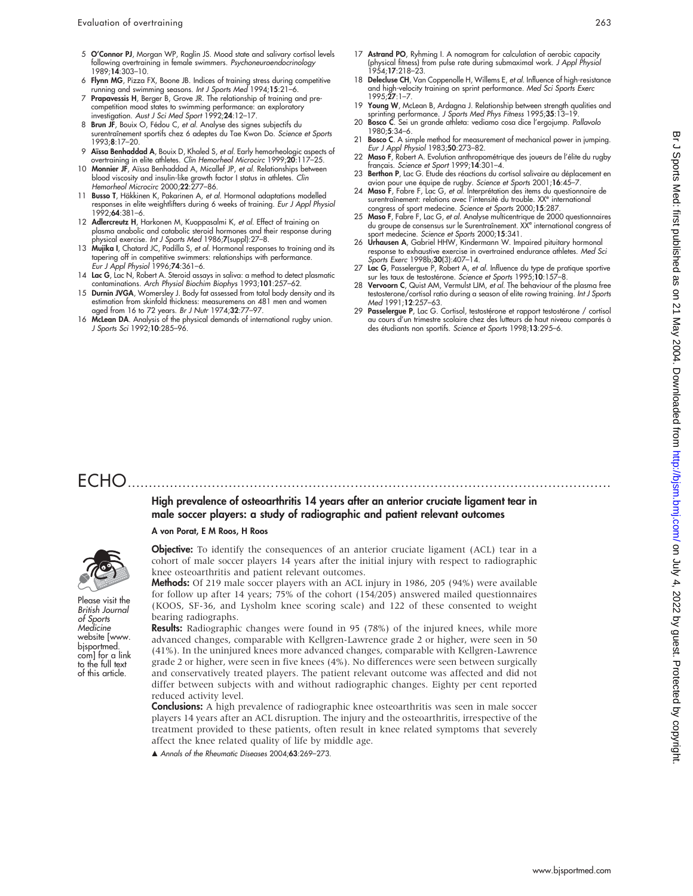5 **O'Connor PJ**, Morgan WP, Raglin JS. Mood state and salivary cortisol levels following overtraining in female swimmers. *Psychoneuroendocrinology* 1989;**14**:303–10.

6 **Flynn MG**, Pizza FX, Boone JB. Indices of training stress during competitive running and swimming seasons. *Int J Sports Med* 1994;**15**:21–6.

7 **Prapavessis H**, Berger B, Grove JR. The relationship of training and pre-competition mood states to swimming performance: an exploratory investigation. *Aust J Sci Med Sport* 1992;**24**:12–17.

8 **Brun JF**, Bouix O, Fédou C, *et al.* Analyse des signes subjectifs du surentraînement sportifs chez 6 adeptes du Tae Kwon Do. *Science et Sports* 1993;**8**:17–20.

9 **Aïssa Benhaddad A**, Bouix D, Khaled S, *et al.* Early hemorheologic aspects of overtraining in elite athletes. *Clin Hemorheol Microcirc* 1999;**20**:117–25.

10 **Monnier JF**, Aïssa Benhaddad A, Micallef JP, *et al.* Relationships between blood viscosity and insulin-like growth factor I status in athletes. *Clin Hemorheol Microcirc* 2000;**22**:277–86.

11 **Busso T**, Häkkinen K, Pakarinen A, *et al.* Hormonal adaptations modelled responses in elite weightlifters during 6 weeks of training. *Eur J Appl Physiol* 1992;**64**:381–6.

12 **Adlercreutz H**, Harkonen M, Kuoppasalmi K, *et al.* Effect of training on plasma anabolic and catabolic steroid hormones and their response during physical exercise. *Int J Sports Med* 1986;**7**(suppl):27–8.

13 **Mujika I**, Chatard JC, Padilla S, *et al.* Hormonal responses to training and its tapering off in competitive swimmers: relationships with performance. *Eur J Appl Physiol* 1996;**74**:361–6.

14 **Lac G**, Lac N, Robert A. Steroid assays in saliva: a method to detect plasmatic contaminations. *Arch Physiol Biochim Biophys* 1993;**101**:257–62.

15 **Durnin JVGA**, Womersley J. Body fat assessed from total body density and its estimation from skinfold thickness: measuremens on 481 men and women aged from 16 to 72 years. *Br J Nutr* 1974;**32**:77–97.

16 **McLean DA**. Analysis of the physical demands of international rugby union. *J Sports Sci* 1992;**10**:285–96.

17 **Astrand PO**, Ryhming I. A nomogram for calculation of aerobic capacity (physical fitness) from pulse rate during submaximal work. *J Appl Physiol* 1954;**17**:218–23.

18 **Delecluse CH**, Van Coppenolle H, Willems E, *et al.* Influence of high-resistance and high-velocity training on sprint performance. *Med Sci Sports Exerc* 1995;**27**:1–7.

19 **Young W**, McLean B, Ardagna J. Relationship between strength qualities and sprinting performance. *J Sports Med Phys Fitness* 1995;**35**:13–19.

20 **Bosco C**. Sei un grande athleta: vediamo cosa dice l'ergojump. *Pallavolo* 1980;**5**:34–6.

21 **Bosco C**. A simple method for measurement of mechanical power in jumping. *Eur J Appl Physiol* 1983;**50**:273–82.

22 **Maso F**, Robert A. Evolution anthropométrique des joueurs de l'élite du rugby français. *Science et Sport* 1999;**14**:301–4.

23 **Berthon P**, Lac G. Etude des réactions du cortisol salivaire au déplacement en avion pour une équipe de rugby. *Science et Sports* 2001;**16**:45–7.

24 **Maso F**, Fabre F, Lac G, *et al.* Interprétation des items du questionnaire de surentraînement: relations avec l'intensité du trouble. XX[e] international congress of sport medecine. *Science et Sports* 2000;**15**:287.

25 **Maso F**, Fabre F, Lac G, *et al.* Analyse multicentrique de 2000 questionnaires du groupe de consensus sur le Surentraînement. XX[e] international congress of sport medecine. *Science et Sports* 2000;**15**:341.

26 **Urhausen A**, Gabriel HHW, Kindermann W. Impaired pituitary hormonal response to exhaustive exercise in overtrained endurance athletes. *Med Sci Sports Exerc* 1998b;**30**(3):407–14.

27 **Lac G**, Passelergue P, Robert A, *et al.* Influence du type de pratique sportive sur les taux de testostérone. *Science et Sports* 1995;**10**:157–8.

28 **Vervoorn C**, Quist AM, Vermulst LJM, *et al.* The behaviour of the plasma free testosterone/cortisol ratio during a season of elite rowing training. *Int J Sports Med* 1991;**12**:257–63.

29 **Passelergue P**, Lac G. Cortisol, testostérone et rapport testostérone / cortisol au cours d'un trimestre scolaire chez des lutteurs de haut niveau comparés à des étudiants non sportifs. *Science et Sports* 1998;**13**:295–6.

# ECHO

## High prevalence of osteoarthritis 14 years after an anterior cruciate ligament tear in male soccer players: a study of radiographic and patient relevant outcomes

**A von Porat, E M Roos, H Roos**

Please visit the *British Journal of Sports Medicine* website [www.bjsportmed.com] for a link to the full text of this article.

**Objective:** To identify the consequences of an anterior cruciate ligament (ACL) tear in a cohort of male soccer players 14 years after the initial injury with respect to radiographic knee osteoarthritis and patient relevant outcomes.

**Methods:** Of 219 male soccer players with an ACL injury in 1986, 205 (94%) were available for follow up after 14 years; 75% of the cohort (154/205) answered mailed questionnaires (KOOS, SF-36, and Lysholm knee scoring scale) and 122 of these consented to weight bearing radiographs.

**Results:** Radiographic changes were found in 95 (78%) of the injured knees, while more advanced changes, comparable with Kellgren-Lawrence grade 2 or higher, were seen in 50 (41%). In the uninjured knees more advanced changes, comparable with Kellgren-Lawrence grade 2 or higher, were seen in five knees (4%). No differences were seen between surgically and conservatively treated players. The patient relevant outcome was affected and did not differ between subjects with and without radiographic changes. Eighty per cent reported reduced activity level.

**Conclusions:** A high prevalence of radiographic knee osteoarthritis was seen in male soccer players 14 years after an ACL disruption. The injury and the osteoarthritis, irrespective of the treatment provided to these patients, often result in knee related symptoms that severely affect the knee related quality of life by middle age.

▲ *Annals of the Rheumatic Diseases* 2004;**63**:269–273.